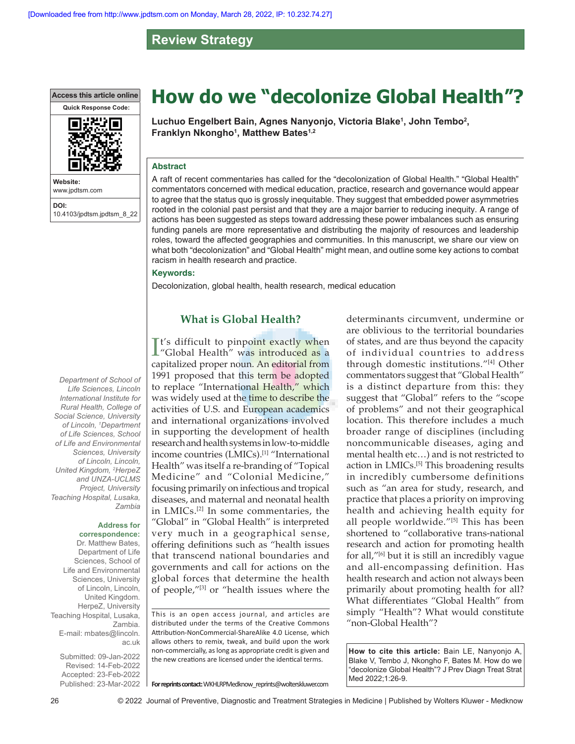Review Strategy

# How do we "decolonize Global Health"?

**Luchuo Engelbert Bain, Agnes Nanyonjo, Victoria Blake[1], John Tembo[2], Franklyn Nkongho[1], Matthew Bates[1,2]**

Access this article online

Website: www.jpdtsm.com

DOI: 10.4103/jpdtsm.jpdtsm_8_22

Department of School of Life Sciences, Lincoln International Institute for Rural Health, College of Social Science, University of Lincoln, [1]Department of Life Sciences, School of Life and Environmental Sciences, University of Lincoln, Lincoln, United Kingdom, [2]HerpeZ and UNZA-UCLMS Project, University Teaching Hospital, Lusaka, Zambia

**Address for correspondence:**
Dr. Matthew Bates, Department of Life Sciences, School of Life and Environmental Sciences, University of Lincoln, Lincoln, United Kingdom. HerpeZ, University Teaching Hospital, Lusaka, Zambia.
E-mail: mbates@lincoln.ac.uk

Submitted: 09-Jan-2022
Revised: 14-Feb-2022
Accepted: 23-Feb-2022
Published: 23-Mar-2022

## Abstract

A raft of recent commentaries has called for the "decolonization of Global Health." "Global Health" commentators concerned with medical education, practice, research and governance would appear to agree that the status quo is grossly inequitable. They suggest that embedded power asymmetries rooted in the colonial past persist and that they are a major barrier to reducing inequity. A range of actions has been suggested as steps toward addressing these power imbalances such as ensuring funding panels are more representative and distributing the majority of resources and leadership roles, toward the affected geographies and communities. In this manuscript, we share our view on what both "decolonization" and "Global Health" might mean, and outline some key actions to combat racism in health research and practice.

**Keywords:**

Decolonization, global health, health research, medical education

## What is Global Health?

It's difficult to pinpoint exactly when "Global Health" was introduced as a capitalized proper noun. An editorial from 1991 proposed that this term be adopted to replace "International Health," which was widely used at the time to describe the activities of U.S. and European academics and international organizations involved in supporting the development of health research and health systems in low-to-middle income countries (LMICs).[1] "International Health" was itself a re-branding of "Topical Medicine" and "Colonial Medicine," focusing primarily on infectious and tropical diseases, and maternal and neonatal health in LMICs.[2] In some commentaries, the "Global" in "Global Health" is interpreted very much in a geographical sense, offering definitions such as "health issues that transcend national boundaries and governments and call for actions on the global forces that determine the health of people,"[3] or "health issues where the determinants circumvent, undermine or are oblivious to the territorial boundaries of states, and are thus beyond the capacity of individual countries to address through domestic institutions."[4] Other commentators suggest that "Global Health" is a distinct departure from this: they suggest that "Global" refers to the "scope of problems" and not their geographical location. This therefore includes a much broader range of disciplines (including noncommunicable diseases, aging and mental health etc…) and is not restricted to action in LMICs.[5] This broadening results in incredibly cumbersome definitions such as "an area for study, research, and practice that places a priority on improving health and achieving health equity for all people worldwide."[5] This has been shortened to "collaborative trans-national research and action for promoting health for all,"[6] but it is still an incredibly vague and all-encompassing definition. Has health research and action not always been primarily about promoting health for all? What differentiates "Global Health" from simply "Health"? What would constitute "non-Global Health"?

This is an open access journal, and articles are distributed under the terms of the Creative Commons Attribution-NonCommercial-ShareAlike 4.0 License, which allows others to remix, tweak, and build upon the work non-commercially, as long as appropriate credit is given and the new creations are licensed under the identical terms.

**For reprints contact:** WKHLRPMedknow_reprints@wolterskluwer.com

**How to cite this article:** Bain LE, Nanyonjo A, Blake V, Tembo J, Nkongho F, Bates M. How do we "decolonize Global Health"? J Prev Diagn Treat Strat Med 2022;1:26-9.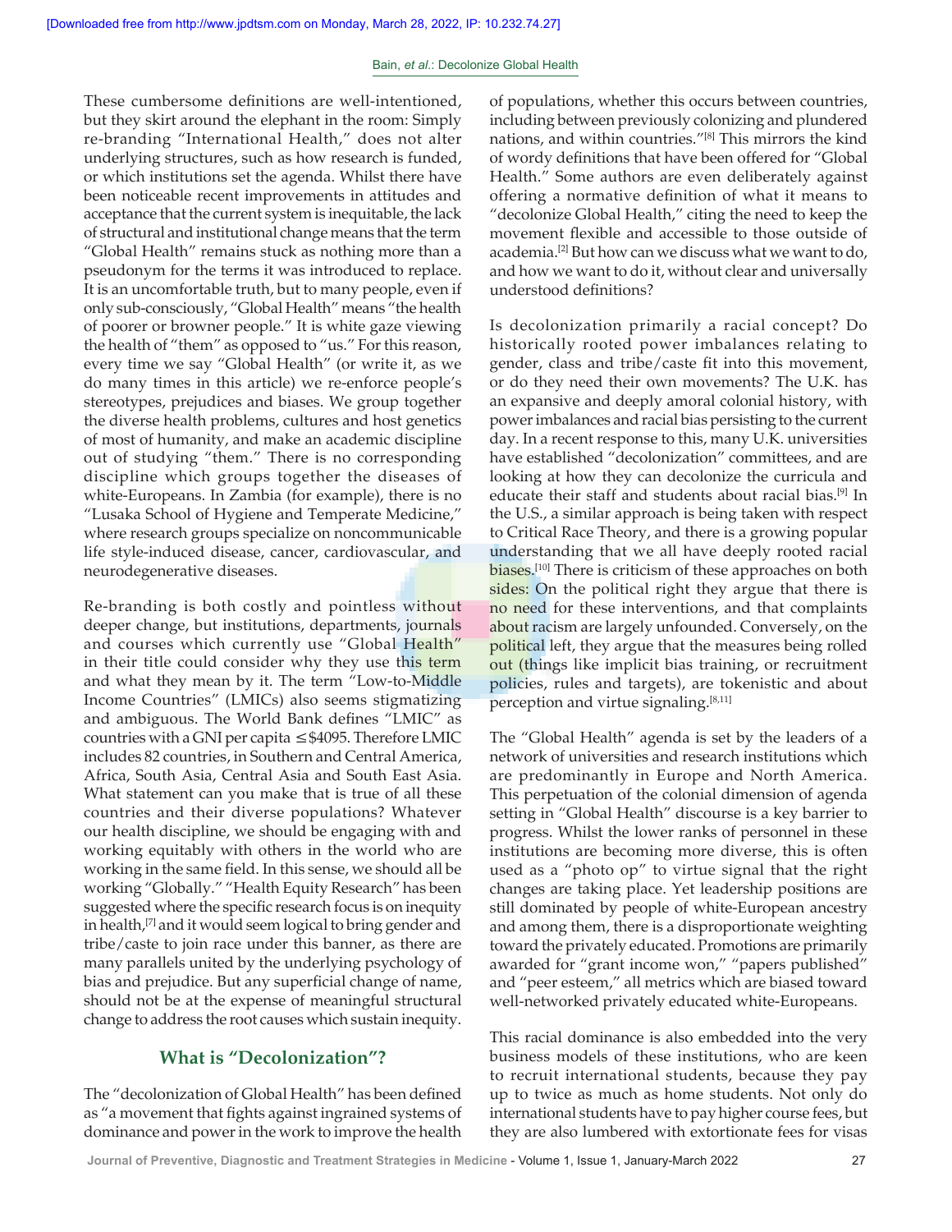These cumbersome definitions are well-intentioned, but they skirt around the elephant in the room: Simply re-branding "International Health," does not alter underlying structures, such as how research is funded, or which institutions set the agenda. Whilst there have been noticeable recent improvements in attitudes and acceptance that the current system is inequitable, the lack of structural and institutional change means that the term "Global Health" remains stuck as nothing more than a pseudonym for the terms it was introduced to replace. It is an uncomfortable truth, but to many people, even if only sub-consciously, "Global Health" means "the health of poorer or browner people." It is white gaze viewing the health of "them" as opposed to "us." For this reason, every time we say "Global Health" (or write it, as we do many times in this article) we re-enforce people's stereotypes, prejudices and biases. We group together the diverse health problems, cultures and host genetics of most of humanity, and make an academic discipline out of studying "them." There is no corresponding discipline which groups together the diseases of white-Europeans. In Zambia (for example), there is no "Lusaka School of Hygiene and Temperate Medicine," where research groups specialize on noncommunicable life style-induced disease, cancer, cardiovascular, and neurodegenerative diseases.

Re-branding is both costly and pointless without deeper change, but institutions, departments, journals and courses which currently use "Global Health" in their title could consider why they use this term and what they mean by it. The term "Low-to-Middle Income Countries" (LMICs) also seems stigmatizing and ambiguous. The World Bank defines "LMIC" as countries with a GNI per capita ≤$4095. Therefore LMIC includes 82 countries, in Southern and Central America, Africa, South Asia, Central Asia and South East Asia. What statement can you make that is true of all these countries and their diverse populations? Whatever our health discipline, we should be engaging with and working equitably with others in the world who are working in the same field. In this sense, we should all be working "Globally." "Health Equity Research" has been suggested where the specific research focus is on inequity in health,[7] and it would seem logical to bring gender and tribe/caste to join race under this banner, as there are many parallels united by the underlying psychology of bias and prejudice. But any superficial change of name, should not be at the expense of meaningful structural change to address the root causes which sustain inequity.

## What is "Decolonization"?

The "decolonization of Global Health" has been defined as "a movement that fights against ingrained systems of dominance and power in the work to improve the health of populations, whether this occurs between countries, including between previously colonizing and plundered nations, and within countries."[8] This mirrors the kind of wordy definitions that have been offered for "Global Health." Some authors are even deliberately against offering a normative definition of what it means to "decolonize Global Health," citing the need to keep the movement flexible and accessible to those outside of academia.[2] But how can we discuss what we want to do, and how we want to do it, without clear and universally understood definitions?

Is decolonization primarily a racial concept? Do historically rooted power imbalances relating to gender, class and tribe/caste fit into this movement, or do they need their own movements? The U.K. has an expansive and deeply amoral colonial history, with power imbalances and racial bias persisting to the current day. In a recent response to this, many U.K. universities have established "decolonization" committees, and are looking at how they can decolonize the curricula and educate their staff and students about racial bias.[9] In the U.S., a similar approach is being taken with respect to Critical Race Theory, and there is a growing popular understanding that we all have deeply rooted racial biases.[10] There is criticism of these approaches on both sides: On the political right they argue that there is no need for these interventions, and that complaints about racism are largely unfounded. Conversely, on the political left, they argue that the measures being rolled out (things like implicit bias training, or recruitment policies, rules and targets), are tokenistic and about perception and virtue signaling.[8,11]

The "Global Health" agenda is set by the leaders of a network of universities and research institutions which are predominantly in Europe and North America. This perpetuation of the colonial dimension of agenda setting in "Global Health" discourse is a key barrier to progress. Whilst the lower ranks of personnel in these institutions are becoming more diverse, this is often used as a "photo op" to virtue signal that the right changes are taking place. Yet leadership positions are still dominated by people of white-European ancestry and among them, there is a disproportionate weighting toward the privately educated. Promotions are primarily awarded for "grant income won," "papers published" and "peer esteem," all metrics which are biased toward well-networked privately educated white-Europeans.

This racial dominance is also embedded into the very business models of these institutions, who are keen to recruit international students, because they pay up to twice as much as home students. Not only do international students have to pay higher course fees, but they are also lumbered with extortionate fees for visas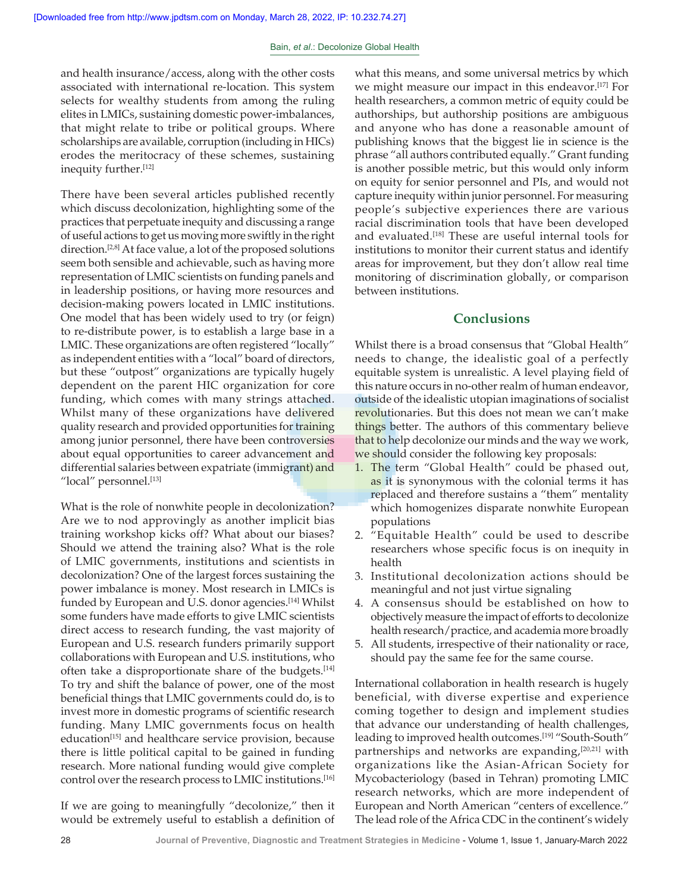and health insurance/access, along with the other costs associated with international re-location. This system selects for wealthy students from among the ruling elites in LMICs, sustaining domestic power-imbalances, that might relate to tribe or political groups. Where scholarships are available, corruption (including in HICs) erodes the meritocracy of these schemes, sustaining inequity further.[12]

There have been several articles published recently which discuss decolonization, highlighting some of the practices that perpetuate inequity and discussing a range of useful actions to get us moving more swiftly in the right direction.[2,8] At face value, a lot of the proposed solutions seem both sensible and achievable, such as having more representation of LMIC scientists on funding panels and in leadership positions, or having more resources and decision-making powers located in LMIC institutions. One model that has been widely used to try (or feign) to re-distribute power, is to establish a large base in a LMIC. These organizations are often registered "locally" as independent entities with a "local" board of directors, but these "outpost" organizations are typically hugely dependent on the parent HIC organization for core funding, which comes with many strings attached. Whilst many of these organizations have delivered quality research and provided opportunities for training among junior personnel, there have been controversies about equal opportunities to career advancement and differential salaries between expatriate (immigrant) and "local" personnel.[13]

What is the role of nonwhite people in decolonization? Are we to nod approvingly as another implicit bias training workshop kicks off? What about our biases? Should we attend the training also? What is the role of LMIC governments, institutions and scientists in decolonization? One of the largest forces sustaining the power imbalance is money. Most research in LMICs is funded by European and U.S. donor agencies.[14] Whilst some funders have made efforts to give LMIC scientists direct access to research funding, the vast majority of European and U.S. research funders primarily support collaborations with European and U.S. institutions, who often take a disproportionate share of the budgets.[14] To try and shift the balance of power, one of the most beneficial things that LMIC governments could do, is to invest more in domestic programs of scientific research funding. Many LMIC governments focus on health education[15] and healthcare service provision, because there is little political capital to be gained in funding research. More national funding would give complete control over the research process to LMIC institutions.[16]

If we are going to meaningfully "decolonize," then it would be extremely useful to establish a definition of what this means, and some universal metrics by which we might measure our impact in this endeavor.[17] For health researchers, a common metric of equity could be authorships, but authorship positions are ambiguous and anyone who has done a reasonable amount of publishing knows that the biggest lie in science is the phrase "all authors contributed equally." Grant funding is another possible metric, but this would only inform on equity for senior personnel and PIs, and would not capture inequity within junior personnel. For measuring people's subjective experiences there are various racial discrimination tools that have been developed and evaluated.[18] These are useful internal tools for institutions to monitor their current status and identify areas for improvement, but they don't allow real time monitoring of discrimination globally, or comparison between institutions.

## Conclusions

Whilst there is a broad consensus that "Global Health" needs to change, the idealistic goal of a perfectly equitable system is unrealistic. A level playing field of this nature occurs in no-other realm of human endeavor, outside of the idealistic utopian imaginations of socialist revolutionaries. But this does not mean we can't make things better. The authors of this commentary believe that to help decolonize our minds and the way we work, we should consider the following key proposals:

1. The term "Global Health" could be phased out, as it is synonymous with the colonial terms it has replaced and therefore sustains a "them" mentality which homogenizes disparate nonwhite European populations
2. "Equitable Health" could be used to describe researchers whose specific focus is on inequity in health
3. Institutional decolonization actions should be meaningful and not just virtue signaling
4. A consensus should be established on how to objectively measure the impact of efforts to decolonize health research/practice, and academia more broadly
5. All students, irrespective of their nationality or race, should pay the same fee for the same course.

International collaboration in health research is hugely beneficial, with diverse expertise and experience coming together to design and implement studies that advance our understanding of health challenges, leading to improved health outcomes.[19] "South-South" partnerships and networks are expanding,[20,21] with organizations like the Asian-African Society for Mycobacteriology (based in Tehran) promoting LMIC research networks, which are more independent of European and North American "centers of excellence." The lead role of the Africa CDC in the continent's widely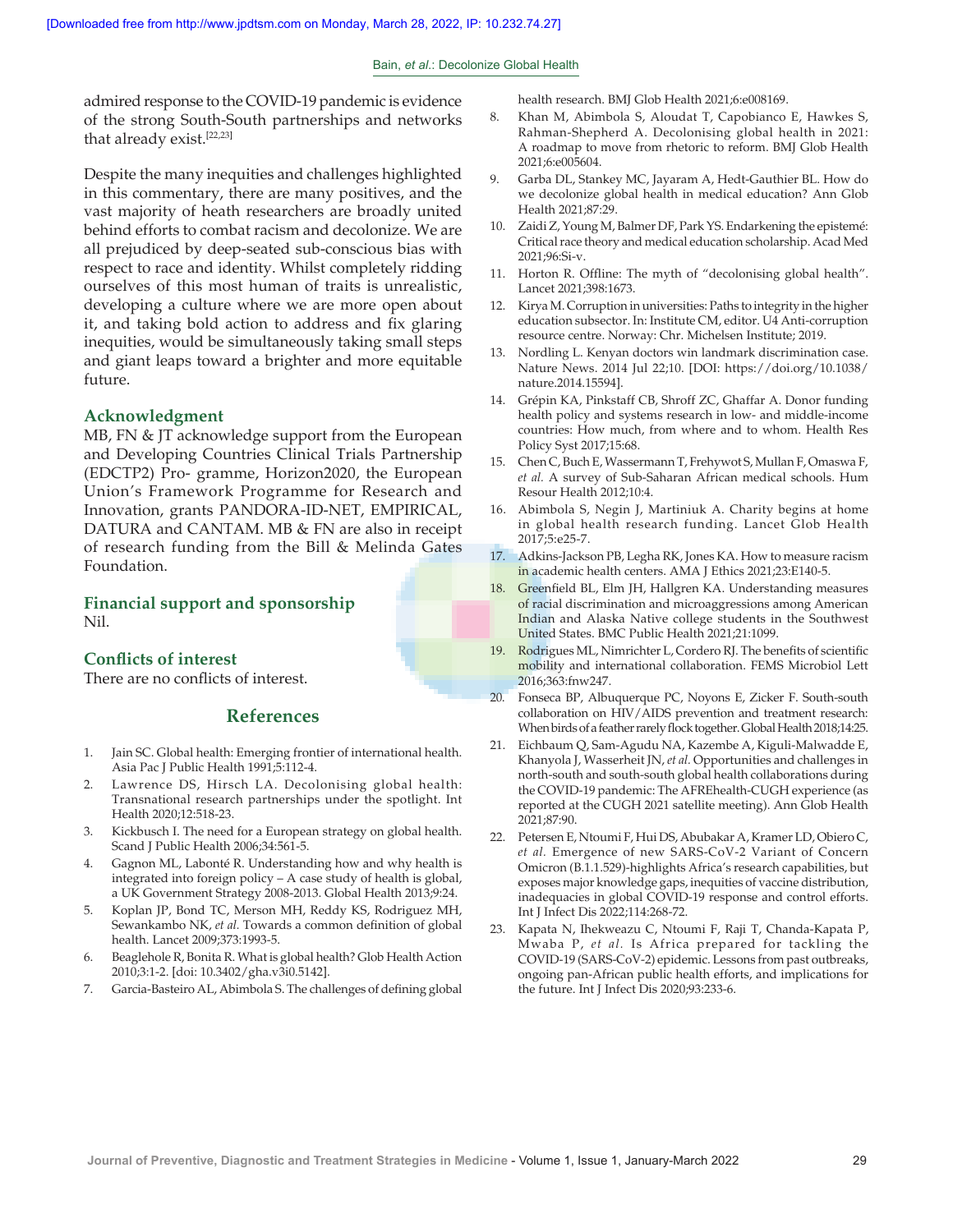admired response to the COVID-19 pandemic is evidence of the strong South-South partnerships and networks that already exist.[22,23]

Despite the many inequities and challenges highlighted in this commentary, there are many positives, and the vast majority of heath researchers are broadly united behind efforts to combat racism and decolonize. We are all prejudiced by deep-seated sub-conscious bias with respect to race and identity. Whilst completely ridding ourselves of this most human of traits is unrealistic, developing a culture where we are more open about it, and taking bold action to address and fix glaring inequities, would be simultaneously taking small steps and giant leaps toward a brighter and more equitable future.

## Acknowledgment

MB, FN & JT acknowledge support from the European and Developing Countries Clinical Trials Partnership (EDCTP2) Pro- gramme, Horizon2020, the European Union's Framework Programme for Research and Innovation, grants PANDORA-ID-NET, EMPIRICAL, DATURA and CANTAM. MB & FN are also in receipt of research funding from the Bill & Melinda Gates Foundation.

## Financial support and sponsorship

Nil.

## Conflicts of interest

There are no conflicts of interest.

## References

1. Jain SC. Global health: Emerging frontier of international health. Asia Pac J Public Health 1991;5:112-4.
2. Lawrence DS, Hirsch LA. Decolonising global health: Transnational research partnerships under the spotlight. Int Health 2020;12:518-23.
3. Kickbusch I. The need for a European strategy on global health. Scand J Public Health 2006;34:561-5.
4. Gagnon ML, Labonté R. Understanding how and why health is integrated into foreign policy – A case study of health is global, a UK Government Strategy 2008-2013. Global Health 2013;9:24.
5. Koplan JP, Bond TC, Merson MH, Reddy KS, Rodriguez MH, Sewankambo NK, *et al.* Towards a common definition of global health. Lancet 2009;373:1993-5.
6. Beaglehole R, Bonita R. What is global health? Glob Health Action 2010;3:1-2. [doi: 10.3402/gha.v3i0.5142].
7. Garcia-Basteiro AL, Abimbola S. The challenges of defining global health research. BMJ Glob Health 2021;6:e008169.
8. Khan M, Abimbola S, Aloudat T, Capobianco E, Hawkes S, Rahman-Shepherd A. Decolonising global health in 2021: A roadmap to move from rhetoric to reform. BMJ Glob Health 2021;6:e005604.
9. Garba DL, Stankey MC, Jayaram A, Hedt-Gauthier BL. How do we decolonize global health in medical education? Ann Glob Health 2021;87:29.
10. Zaidi Z, Young M, Balmer DF, Park YS. Endarkening the epistemé: Critical race theory and medical education scholarship. Acad Med 2021;96:Si-v.
11. Horton R. Offline: The myth of "decolonising global health". Lancet 2021;398:1673.
12. Kirya M. Corruption in universities: Paths to integrity in the higher education subsector. In: Institute CM, editor. U4 Anti-corruption resource centre. Norway: Chr. Michelsen Institute; 2019.
13. Nordling L. Kenyan doctors win landmark discrimination case. Nature News. 2014 Jul 22;10. [DOI: https://doi.org/10.1038/nature.2014.15594].
14. Grépin KA, Pinkstaff CB, Shroff ZC, Ghaffar A. Donor funding health policy and systems research in low- and middle-income countries: How much, from where and to whom. Health Res Policy Syst 2017;15:68.
15. Chen C, Buch E, Wassermann T, Frehywot S, Mullan F, Omaswa F, *et al.* A survey of Sub-Saharan African medical schools. Hum Resour Health 2012;10:4.
16. Abimbola S, Negin J, Martiniuk A. Charity begins at home in global health research funding. Lancet Glob Health 2017;5:e25-7.
17. Adkins-Jackson PB, Legha RK, Jones KA. How to measure racism in academic health centers. AMA J Ethics 2021;23:E140-5.
18. Greenfield BL, Elm JH, Hallgren KA. Understanding measures of racial discrimination and microaggressions among American Indian and Alaska Native college students in the Southwest United States. BMC Public Health 2021;21:1099.
19. Rodrigues ML, Nimrichter L, Cordero RJ. The benefits of scientific mobility and international collaboration. FEMS Microbiol Lett 2016;363:fnw247.
20. Fonseca BP, Albuquerque PC, Noyons E, Zicker F. South-south collaboration on HIV/AIDS prevention and treatment research: When birds of a feather rarely flock together. Global Health 2018;14:25.
21. Eichbaum Q, Sam-Agudu NA, Kazembe A, Kiguli-Malwadde E, Khanyola J, Wasserheit JN, *et al.* Opportunities and challenges in north-south and south-south global health collaborations during the COVID-19 pandemic: The AFREhealth-CUGH experience (as reported at the CUGH 2021 satellite meeting). Ann Glob Health 2021;87:90.
22. Petersen E, Ntoumi F, Hui DS, Abubakar A, Kramer LD, Obiero C, *et al.* Emergence of new SARS-CoV-2 Variant of Concern Omicron (B.1.1.529)-highlights Africa's research capabilities, but exposes major knowledge gaps, inequities of vaccine distribution, inadequacies in global COVID-19 response and control efforts. Int J Infect Dis 2022;114:268-72.
23. Kapata N, Ihekweazu C, Ntoumi F, Raji T, Chanda-Kapata P, Mwaba P, *et al.* Is Africa prepared for tackling the COVID-19 (SARS-CoV-2) epidemic. Lessons from past outbreaks, ongoing pan-African public health efforts, and implications for the future. Int J Infect Dis 2020;93:233-6.